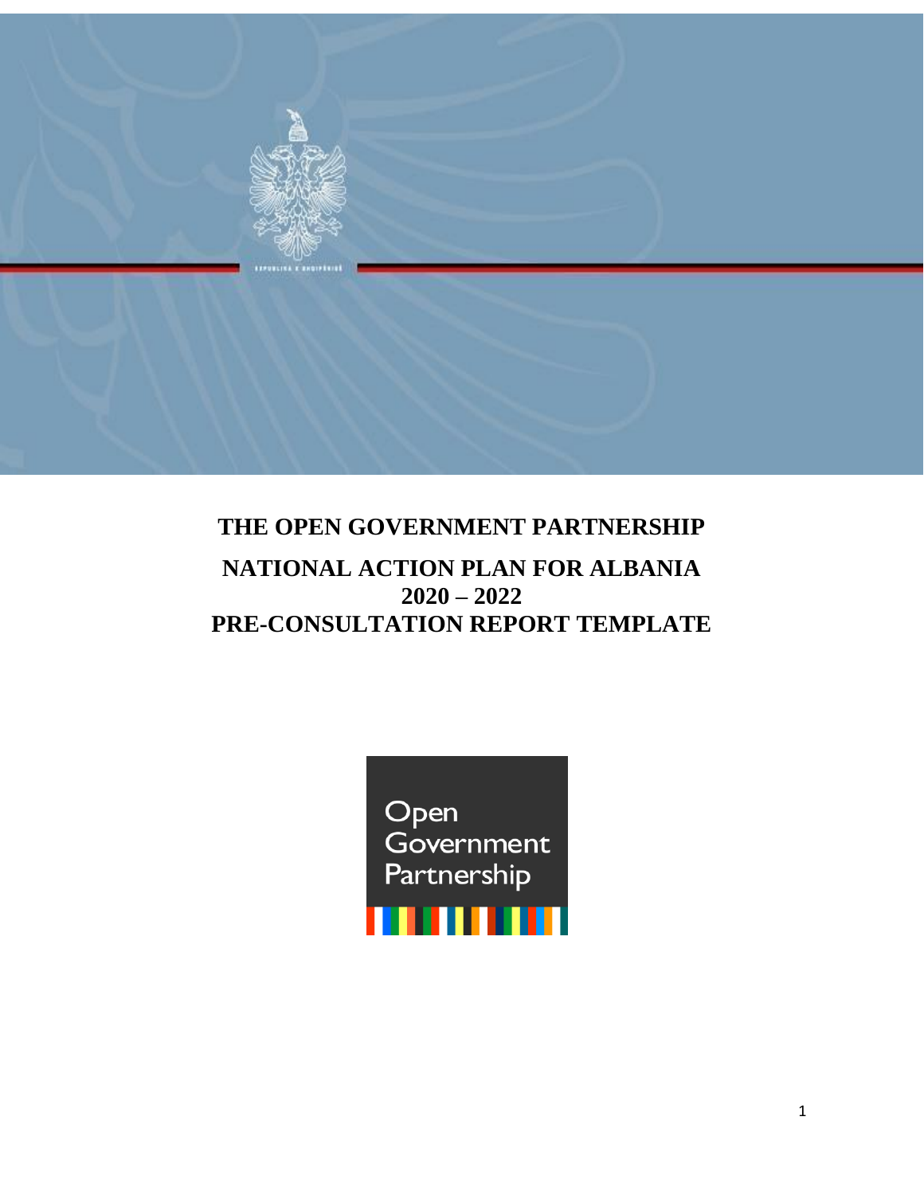# THE OPEN GOVERNMENT PARTNERSHIP

## NATIONAL ACTION PLAN FOR ALBANIA 2020 – 2022

## PRE-CONSULTATION REPORT TEMPLATE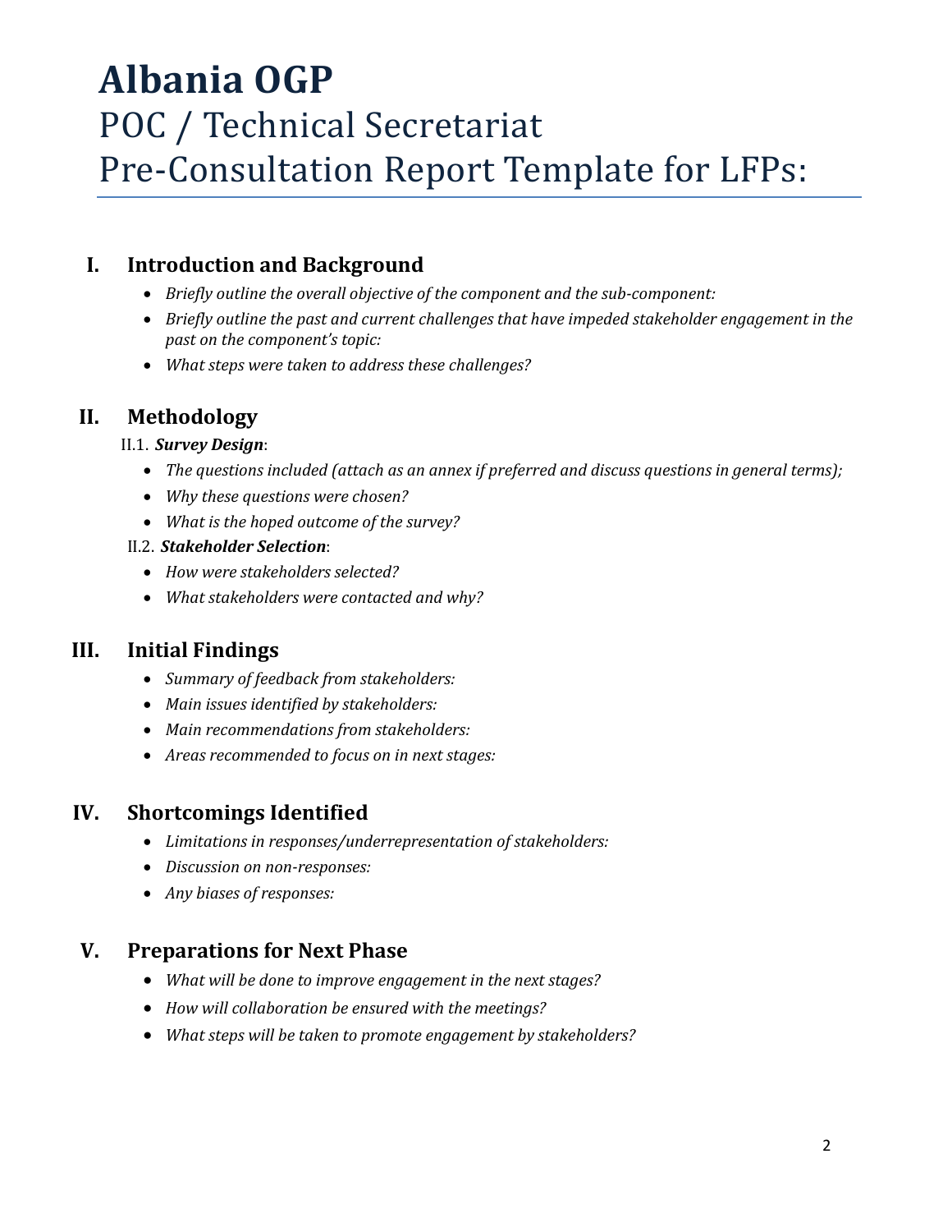# Albania OGP
# POC / Technical Secretariat
# Pre-Consultation Report Template for LFPs:

## I. Introduction and Background

- *Briefly outline the overall objective of the component and the sub-component:*
- *Briefly outline the past and current challenges that have impeded stakeholder engagement in the past on the component's topic:*
- *What steps were taken to address these challenges?*

## II. Methodology

II.1. ***Survey Design***:

- *The questions included (attach as an annex if preferred and discuss questions in general terms);*
- *Why these questions were chosen?*
- *What is the hoped outcome of the survey?*

II.2. ***Stakeholder Selection***:

- *How were stakeholders selected?*
- *What stakeholders were contacted and why?*

## III. Initial Findings

- *Summary of feedback from stakeholders:*
- *Main issues identified by stakeholders:*
- *Main recommendations from stakeholders:*
- *Areas recommended to focus on in next stages:*

## IV. Shortcomings Identified

- *Limitations in responses/underrepresentation of stakeholders:*
- *Discussion on non-responses:*
- *Any biases of responses:*

## V. Preparations for Next Phase

- *What will be done to improve engagement in the next stages?*
- *How will collaboration be ensured with the meetings?*
- *What steps will be taken to promote engagement by stakeholders?*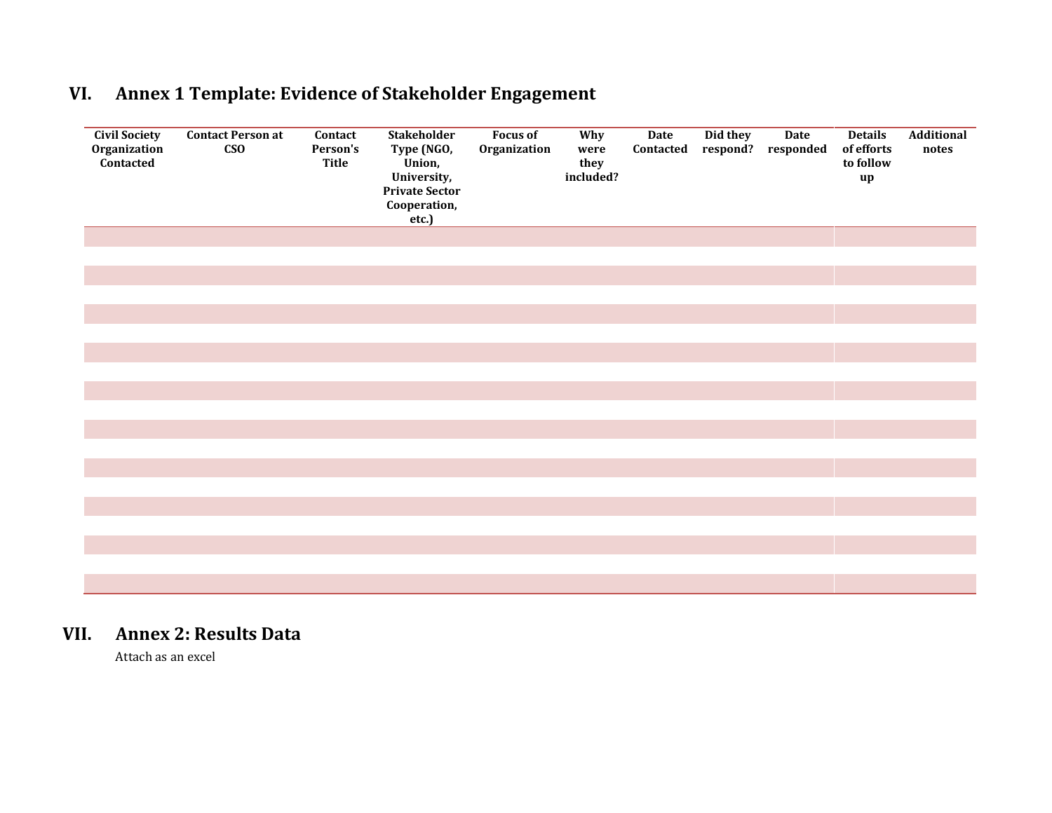## VI. Annex 1 Template: Evidence of Stakeholder Engagement

| Civil Society Organization Contacted | Contact Person at CSO | Contact Person's Title | Stakeholder Type (NGO, Union, University, Private Sector Cooperation, etc.) | Focus of Organization | Why were they included? | Date Contacted | Did they respond? | Date responded | Details of efforts to follow up | Additional notes |
|---|---|---|---|---|---|---|---|---|---|---|
| | | | | | | | | | | |
| | | | | | | | | | | |
| | | | | | | | | | | |
| | | | | | | | | | | |
| | | | | | | | | | | |
| | | | | | | | | | | |
| | | | | | | | | | | |
| | | | | | | | | | | |
| | | | | | | | | | | |
| | | | | | | | | | | |
| | | | | | | | | | | |
| | | | | | | | | | | |
| | | | | | | | | | | |
| | | | | | | | | | | |
| | | | | | | | | | | |
| | | | | | | | | | | |
| | | | | | | | | | | |
| | | | | | | | | | | |
| | | | | | | | | | | |

## VII. Annex 2: Results Data

Attach as an excel